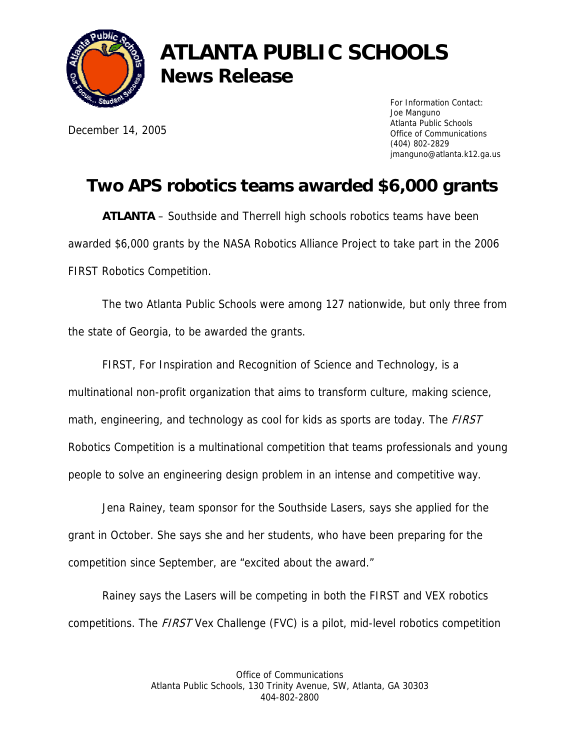# ATLANTA PUBLIC SCHOOLS
## News Release

December 14, 2005

For Information Contact:
Joe Manguno
Atlanta Public Schools
Office of Communications
(404) 802-2829
jmanguno@atlanta.k12.ga.us

# Two APS robotics teams awarded $6,000 grants

**ATLANTA** – Southside and Therrell high schools robotics teams have been awarded $6,000 grants by the NASA Robotics Alliance Project to take part in the 2006 FIRST Robotics Competition.

The two Atlanta Public Schools were among 127 nationwide, but only three from the state of Georgia, to be awarded the grants.

FIRST, For Inspiration and Recognition of Science and Technology, is a multinational non-profit organization that aims to transform culture, making science, math, engineering, and technology as cool for kids as sports are today. The *FIRST* Robotics Competition is a multinational competition that teams professionals and young people to solve an engineering design problem in an intense and competitive way.

Jena Rainey, team sponsor for the Southside Lasers, says she applied for the grant in October. She says she and her students, who have been preparing for the competition since September, are "excited about the award."

Rainey says the Lasers will be competing in both the FIRST and VEX robotics competitions. The *FIRST* Vex Challenge (FVC) is a pilot, mid-level robotics competition

Office of Communications
Atlanta Public Schools, 130 Trinity Avenue, SW, Atlanta, GA 30303
404-802-2800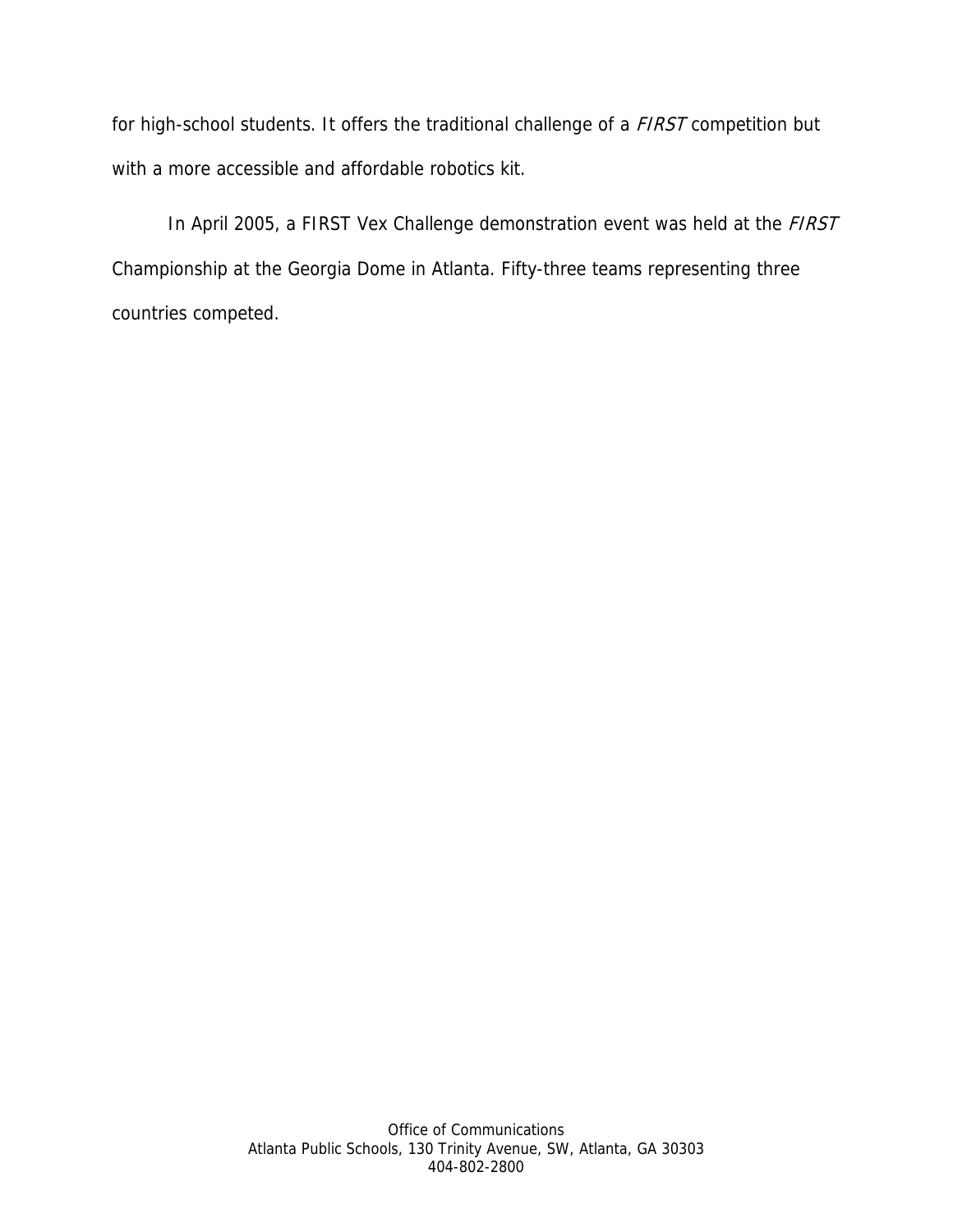for high-school students. It offers the traditional challenge of a *FIRST* competition but with a more accessible and affordable robotics kit.

In April 2005, a FIRST Vex Challenge demonstration event was held at the *FIRST* Championship at the Georgia Dome in Atlanta. Fifty-three teams representing three countries competed.

Office of Communications
Atlanta Public Schools, 130 Trinity Avenue, SW, Atlanta, GA 30303
404-802-2800